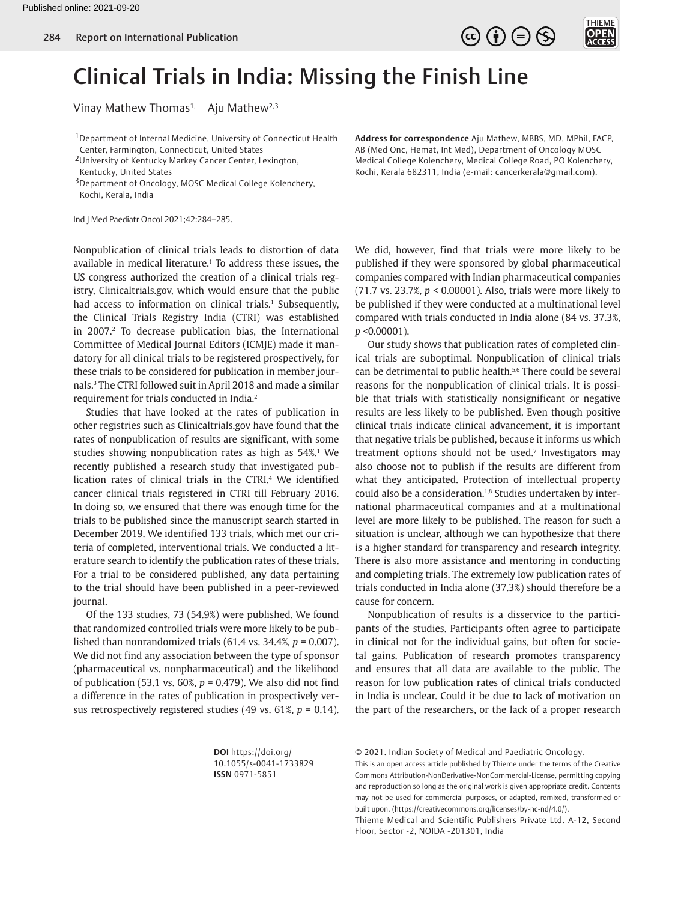# Clinical Trials in India: Missing the Finish Line

Vinay Mathew Thomas[1] Aju Mathew[2,3]

[1]Department of Internal Medicine, University of Connecticut Health Center, Farmington, Connecticut, United States
[2]University of Kentucky Markey Cancer Center, Lexington, Kentucky, United States
[3]Department of Oncology, MOSC Medical College Kolenchery, Kochi, Kerala, India

**Address for correspondence** Aju Mathew, MBBS, MD, MPhil, FACP, AB (Med Onc, Hemat, Int Med), Department of Oncology MOSC Medical College Kolenchery, Medical College Road, PO Kolenchery, Kochi, Kerala 682311, India (e-mail: cancerkerala@gmail.com).

Ind J Med Paediatr Oncol 2021;42:284–285.

Nonpublication of clinical trials leads to distortion of data available in medical literature.[1] To address these issues, the US congress authorized the creation of a clinical trials registry, Clinicaltrials.gov, which would ensure that the public had access to information on clinical trials.[1] Subsequently, the Clinical Trials Registry India (CTRI) was established in 2007.[2] To decrease publication bias, the International Committee of Medical Journal Editors (ICMJE) made it mandatory for all clinical trials to be registered prospectively, for these trials to be considered for publication in member journals.[3] The CTRI followed suit in April 2018 and made a similar requirement for trials conducted in India.[2]

Studies that have looked at the rates of publication in other registries such as Clinicaltrials.gov have found that the rates of nonpublication of results are significant, with some studies showing nonpublication rates as high as 54%.[1] We recently published a research study that investigated publication rates of clinical trials in the CTRI.[4] We identified cancer clinical trials registered in CTRI till February 2016. In doing so, we ensured that there was enough time for the trials to be published since the manuscript search started in December 2019. We identified 133 trials, which met our criteria of completed, interventional trials. We conducted a literature search to identify the publication rates of these trials. For a trial to be considered published, any data pertaining to the trial should have been published in a peer-reviewed journal.

Of the 133 studies, 73 (54.9%) were published. We found that randomized controlled trials were more likely to be published than nonrandomized trials (61.4 vs. 34.4%, $p = 0.007$). We did not find any association between the type of sponsor (pharmaceutical vs. nonpharmaceutical) and the likelihood of publication (53.1 vs. 60%, $p = 0.479$). We also did not find a difference in the rates of publication in prospectively versus retrospectively registered studies (49 vs. 61%, $p = 0.14$). We did, however, find that trials were more likely to be published if they were sponsored by global pharmaceutical companies compared with Indian pharmaceutical companies (71.7 vs. 23.7%, $p < 0.00001$). Also, trials were more likely to be published if they were conducted at a multinational level compared with trials conducted in India alone (84 vs. 37.3%, $p < 0.00001$).

Our study shows that publication rates of completed clinical trials are suboptimal. Nonpublication of clinical trials can be detrimental to public health.[5,6] There could be several reasons for the nonpublication of clinical trials. It is possible that trials with statistically nonsignificant or negative results are less likely to be published. Even though positive clinical trials indicate clinical advancement, it is important that negative trials be published, because it informs us which treatment options should not be used.[7] Investigators may also choose not to publish if the results are different from what they anticipated. Protection of intellectual property could also be a consideration.[1,8] Studies undertaken by international pharmaceutical companies and at a multinational level are more likely to be published. The reason for such a situation is unclear, although we can hypothesize that there is a higher standard for transparency and research integrity. There is also more assistance and mentoring in conducting and completing trials. The extremely low publication rates of trials conducted in India alone (37.3%) should therefore be a cause for concern.

Nonpublication of results is a disservice to the participants of the studies. Participants often agree to participate in clinical not for the individual gains, but often for societal gains. Publication of research promotes transparency and ensures that all data are available to the public. The reason for low publication rates of clinical trials conducted in India is unclear. Could it be due to lack of motivation on the part of the researchers, or the lack of a proper research

**DOI** https://doi.org/10.1055/s-0041-1733829
**ISSN** 0971-5851

© 2021. Indian Society of Medical and Paediatric Oncology.
This is an open access article published by Thieme under the terms of the Creative Commons Attribution-NonDerivative-NonCommercial-License, permitting copying and reproduction so long as the original work is given appropriate credit. Contents may not be used for commercial purposes, or adapted, remixed, transformed or built upon. (https://creativecommons.org/licenses/by-nc-nd/4.0/).
Thieme Medical and Scientific Publishers Private Ltd. A-12, Second Floor, Sector -2, NOIDA -201301, India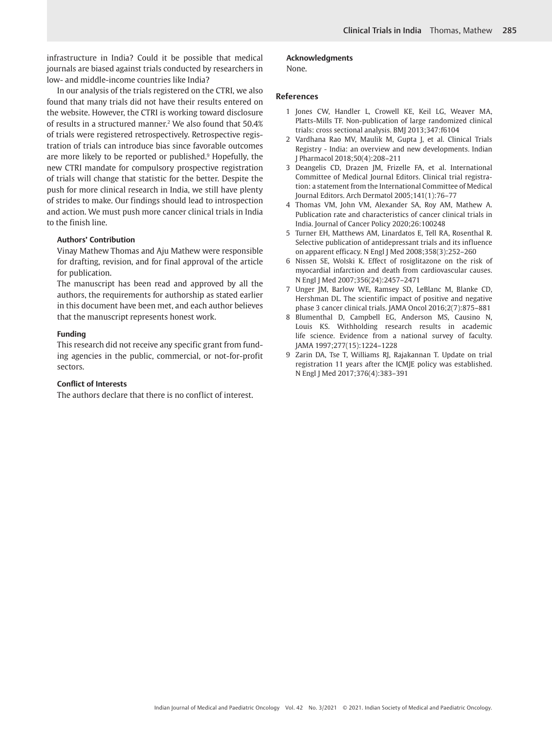infrastructure in India? Could it be possible that medical journals are biased against trials conducted by researchers in low- and middle-income countries like India?

In our analysis of the trials registered on the CTRI, we also found that many trials did not have their results entered on the website. However, the CTRI is working toward disclosure of results in a structured manner.[2] We also found that 50.4% of trials were registered retrospectively. Retrospective registration of trials can introduce bias since favorable outcomes are more likely to be reported or published.[9] Hopefully, the new CTRI mandate for compulsory prospective registration of trials will change that statistic for the better. Despite the push for more clinical research in India, we still have plenty of strides to make. Our findings should lead to introspection and action. We must push more cancer clinical trials in India to the finish line.

### Authors' Contribution

Vinay Mathew Thomas and Aju Mathew were responsible for drafting, revision, and for final approval of the article for publication.

The manuscript has been read and approved by all the authors, the requirements for authorship as stated earlier in this document have been met, and each author believes that the manuscript represents honest work.

### Funding

This research did not receive any specific grant from funding agencies in the public, commercial, or not-for-profit sectors.

### Conflict of Interests

The authors declare that there is no conflict of interest.

### Acknowledgments

None.

## References

1. Jones CW, Handler L, Crowell KE, Keil LG, Weaver MA, Platts-Mills TF. Non-publication of large randomized clinical trials: cross sectional analysis. BMJ 2013;347:f6104
2. Vardhana Rao MV, Maulik M, Gupta J, et al. Clinical Trials Registry - India: an overview and new developments. Indian J Pharmacol 2018;50(4):208–211
3. Deangelis CD, Drazen JM, Frizelle FA, et al. International Committee of Medical Journal Editors. Clinical trial registration: a statement from the International Committee of Medical Journal Editors. Arch Dermatol 2005;141(1):76–77
4. Thomas VM, John VM, Alexander SA, Roy AM, Mathew A. Publication rate and characteristics of cancer clinical trials in India. Journal of Cancer Policy 2020;26:100248
5. Turner EH, Matthews AM, Linardatos E, Tell RA, Rosenthal R. Selective publication of antidepressant trials and its influence on apparent efficacy. N Engl J Med 2008;358(3):252–260
6. Nissen SE, Wolski K. Effect of rosiglitazone on the risk of myocardial infarction and death from cardiovascular causes. N Engl J Med 2007;356(24):2457–2471
7. Unger JM, Barlow WE, Ramsey SD, LeBlanc M, Blanke CD, Hershman DL. The scientific impact of positive and negative phase 3 cancer clinical trials. JAMA Oncol 2016;2(7):875–881
8. Blumenthal D, Campbell EG, Anderson MS, Causino N, Louis KS. Withholding research results in academic life science. Evidence from a national survey of faculty. JAMA 1997;277(15):1224–1228
9. Zarin DA, Tse T, Williams RJ, Rajakannan T. Update on trial registration 11 years after the ICMJE policy was established. N Engl J Med 2017;376(4):383–391